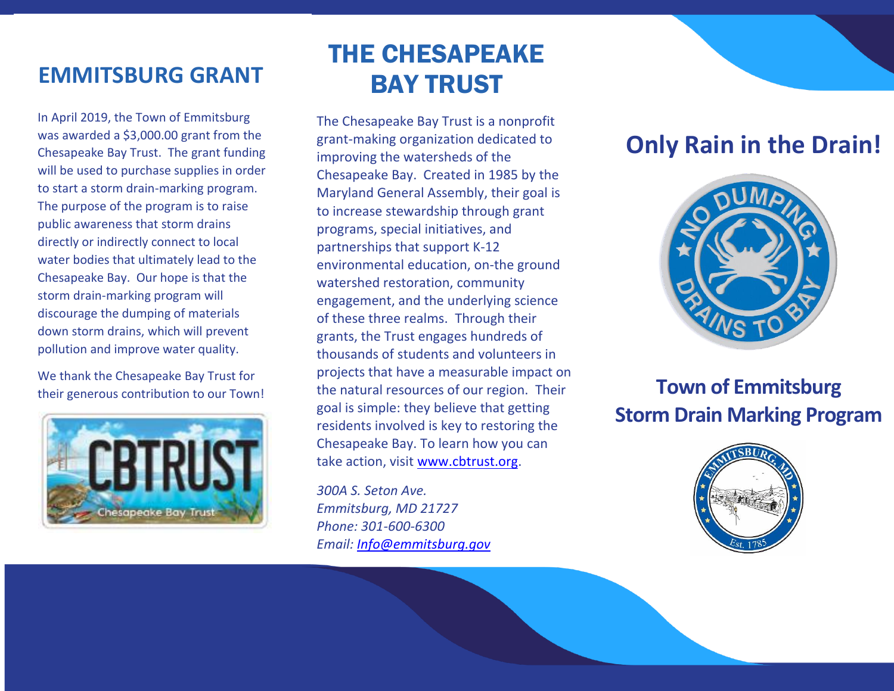## EMMITSBURG GRANT

In April 2019, the Town of Emmitsburg was awarded a $3,000.00 grant from the Chesapeake Bay Trust. The grant funding will be used to purchase supplies in order to start a storm drain-marking program. The purpose of the program is to raise public awareness that storm drains directly or indirectly connect to local water bodies that ultimately lead to the Chesapeake Bay. Our hope is that the storm drain-marking program will discourage the dumping of materials down storm drains, which will prevent pollution and improve water quality.

We thank the Chesapeake Bay Trust for their generous contribution to our Town!

## THE CHESAPEAKE BAY TRUST

The Chesapeake Bay Trust is a nonprofit grant-making organization dedicated to improving the watersheds of the Chesapeake Bay. Created in 1985 by the Maryland General Assembly, their goal is to increase stewardship through grant programs, special initiatives, and partnerships that support K-12 environmental education, on-the ground watershed restoration, community engagement, and the underlying science of these three realms. Through their grants, the Trust engages hundreds of thousands of students and volunteers in projects that have a measurable impact on the natural resources of our region. Their goal is simple: they believe that getting residents involved is key to restoring the Chesapeake Bay. To learn how you can take action, visit www.cbtrust.org.

*300A S. Seton Ave.*
*Emmitsburg, MD 21727*
*Phone: 301-600-6300*
*Email: Info@emmitsburg.gov*

# Only Rain in the Drain!

## Town of Emmitsburg Storm Drain Marking Program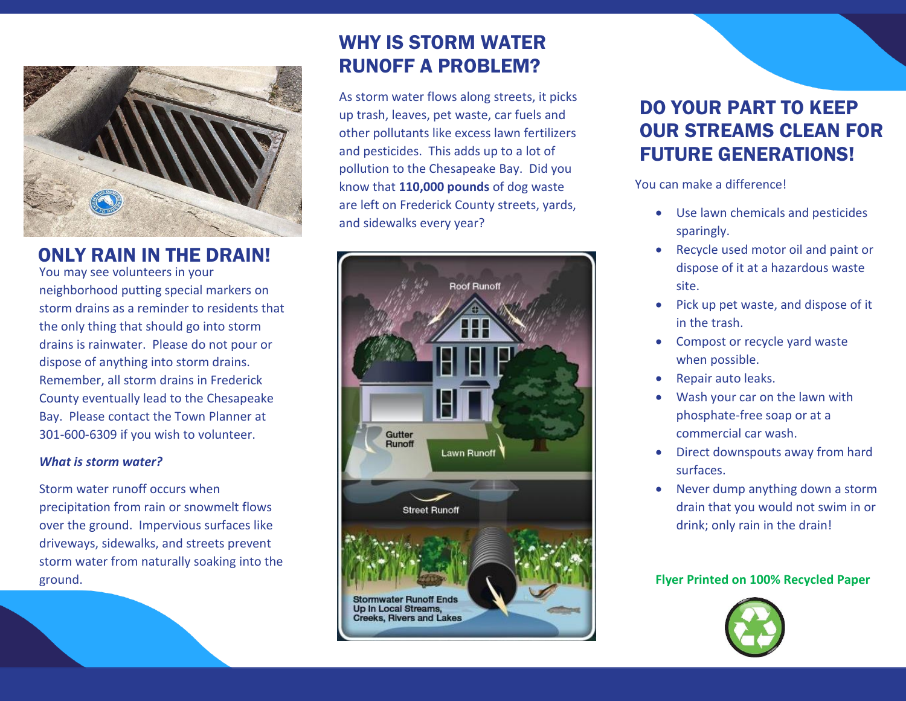## ONLY RAIN IN THE DRAIN!

You may see volunteers in your neighborhood putting special markers on storm drains as a reminder to residents that the only thing that should go into storm drains is rainwater. Please do not pour or dispose of anything into storm drains. Remember, all storm drains in Frederick County eventually lead to the Chesapeake Bay. Please contact the Town Planner at 301-600-6309 if you wish to volunteer.

***What is storm water?***

Storm water runoff occurs when precipitation from rain or snowmelt flows over the ground. Impervious surfaces like driveways, sidewalks, and streets prevent storm water from naturally soaking into the ground.

## WHY IS STORM WATER RUNOFF A PROBLEM?

As storm water flows along streets, it picks up trash, leaves, pet waste, car fuels and other pollutants like excess lawn fertilizers and pesticides. This adds up to a lot of pollution to the Chesapeake Bay. Did you know that **110,000 pounds** of dog waste are left on Frederick County streets, yards, and sidewalks every year?

Roof Runoff

Gutter Runoff

Lawn Runoff

Street Runoff

Stormwater Runoff Ends Up In Local Streams, Creeks, Rivers and Lakes

## DO YOUR PART TO KEEP OUR STREAMS CLEAN FOR FUTURE GENERATIONS!

You can make a difference!

- Use lawn chemicals and pesticides sparingly.
- Recycle used motor oil and paint or dispose of it at a hazardous waste site.
- Pick up pet waste, and dispose of it in the trash.
- Compost or recycle yard waste when possible.
- Repair auto leaks.
- Wash your car on the lawn with phosphate-free soap or at a commercial car wash.
- Direct downspouts away from hard surfaces.
- Never dump anything down a storm drain that you would not swim in or drink; only rain in the drain!

**Flyer Printed on 100% Recycled Paper**